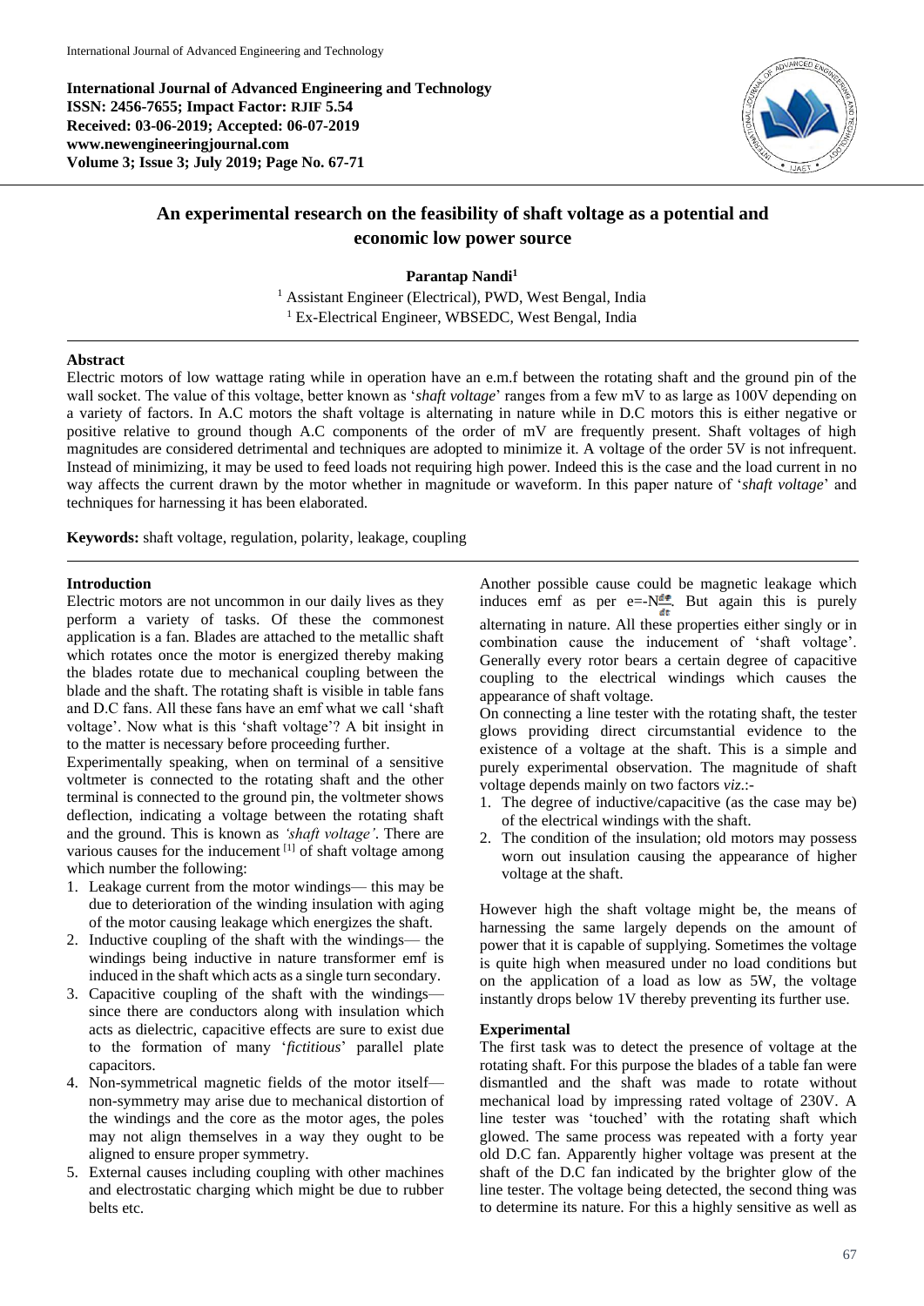**International Journal of Advanced Engineering and Technology**
**ISSN: 2456-7655; Impact Factor: RJIF 5.54**
**Received: 03-06-2019; Accepted: 06-07-2019**
**www.newengineeringjournal.com**
**Volume 3; Issue 3; July 2019; Page No. 67-71**

# An experimental research on the feasibility of shaft voltage as a potential and economic low power source

**Parantap Nandi**[1]

[1] Assistant Engineer (Electrical), PWD, West Bengal, India
[1] Ex-Electrical Engineer, WBSEDC, West Bengal, India

## Abstract

Electric motors of low wattage rating while in operation have an e.m.f between the rotating shaft and the ground pin of the wall socket. The value of this voltage, better known as '*shaft voltage*' ranges from a few mV to as large as 100V depending on a variety of factors. In A.C motors the shaft voltage is alternating in nature while in D.C motors this is either negative or positive relative to ground though A.C components of the order of mV are frequently present. Shaft voltages of high magnitudes are considered detrimental and techniques are adopted to minimize it. A voltage of the order 5V is not infrequent. Instead of minimizing, it may be used to feed loads not requiring high power. Indeed this is the case and the load current in no way affects the current drawn by the motor whether in magnitude or waveform. In this paper nature of '*shaft voltage*' and techniques for harnessing it has been elaborated.

**Keywords:** shaft voltage, regulation, polarity, leakage, coupling

## Introduction

Electric motors are not uncommon in our daily lives as they perform a variety of tasks. Of these the commonest application is a fan. Blades are attached to the metallic shaft which rotates once the motor is energized thereby making the blades rotate due to mechanical coupling between the blade and the shaft. The rotating shaft is visible in table fans and D.C fans. All these fans have an emf what we call 'shaft voltage'. Now what is this 'shaft voltage'? A bit insight in to the matter is necessary before proceeding further.

Experimentally speaking, when on terminal of a sensitive voltmeter is connected to the rotating shaft and the other terminal is connected to the ground pin, the voltmeter shows deflection, indicating a voltage between the rotating shaft and the ground. This is known as *'shaft voltage'*. There are various causes for the inducement [1] of shaft voltage among which number the following:

1. Leakage current from the motor windings— this may be due to deterioration of the winding insulation with aging of the motor causing leakage which energizes the shaft.
2. Inductive coupling of the shaft with the windings— the windings being inductive in nature transformer emf is induced in the shaft which acts as a single turn secondary.
3. Capacitive coupling of the shaft with the windings— since there are conductors along with insulation which acts as dielectric, capacitive effects are sure to exist due to the formation of many '*fictitious*' parallel plate capacitors.
4. Non-symmetrical magnetic fields of the motor itself— non-symmetry may arise due to mechanical distortion of the windings and the core as the motor ages, the poles may not align themselves in a way they ought to be aligned to ensure proper symmetry.
5. External causes including coupling with other machines and electrostatic charging which might be due to rubber belts etc.

Another possible cause could be magnetic leakage which induces emf as per $e=-N\frac{d\phi}{dt}$. But again this is purely alternating in nature. All these properties either singly or in combination cause the inducement of 'shaft voltage'. Generally every rotor bears a certain degree of capacitive coupling to the electrical windings which causes the appearance of shaft voltage.

On connecting a line tester with the rotating shaft, the tester glows providing direct circumstantial evidence to the existence of a voltage at the shaft. This is a simple and purely experimental observation. The magnitude of shaft voltage depends mainly on two factors *viz.*:-

1. The degree of inductive/capacitive (as the case may be) of the electrical windings with the shaft.
2. The condition of the insulation; old motors may possess worn out insulation causing the appearance of higher voltage at the shaft.

However high the shaft voltage might be, the means of harnessing the same largely depends on the amount of power that it is capable of supplying. Sometimes the voltage is quite high when measured under no load conditions but on the application of a load as low as 5W, the voltage instantly drops below 1V thereby preventing its further use.

## Experimental

The first task was to detect the presence of voltage at the rotating shaft. For this purpose the blades of a table fan were dismantled and the shaft was made to rotate without mechanical load by impressing rated voltage of 230V. A line tester was 'touched' with the rotating shaft which glowed. The same process was repeated with a forty year old D.C fan. Apparently higher voltage was present at the shaft of the D.C fan indicated by the brighter glow of the line tester. The voltage being detected, the second thing was to determine its nature. For this a highly sensitive as well as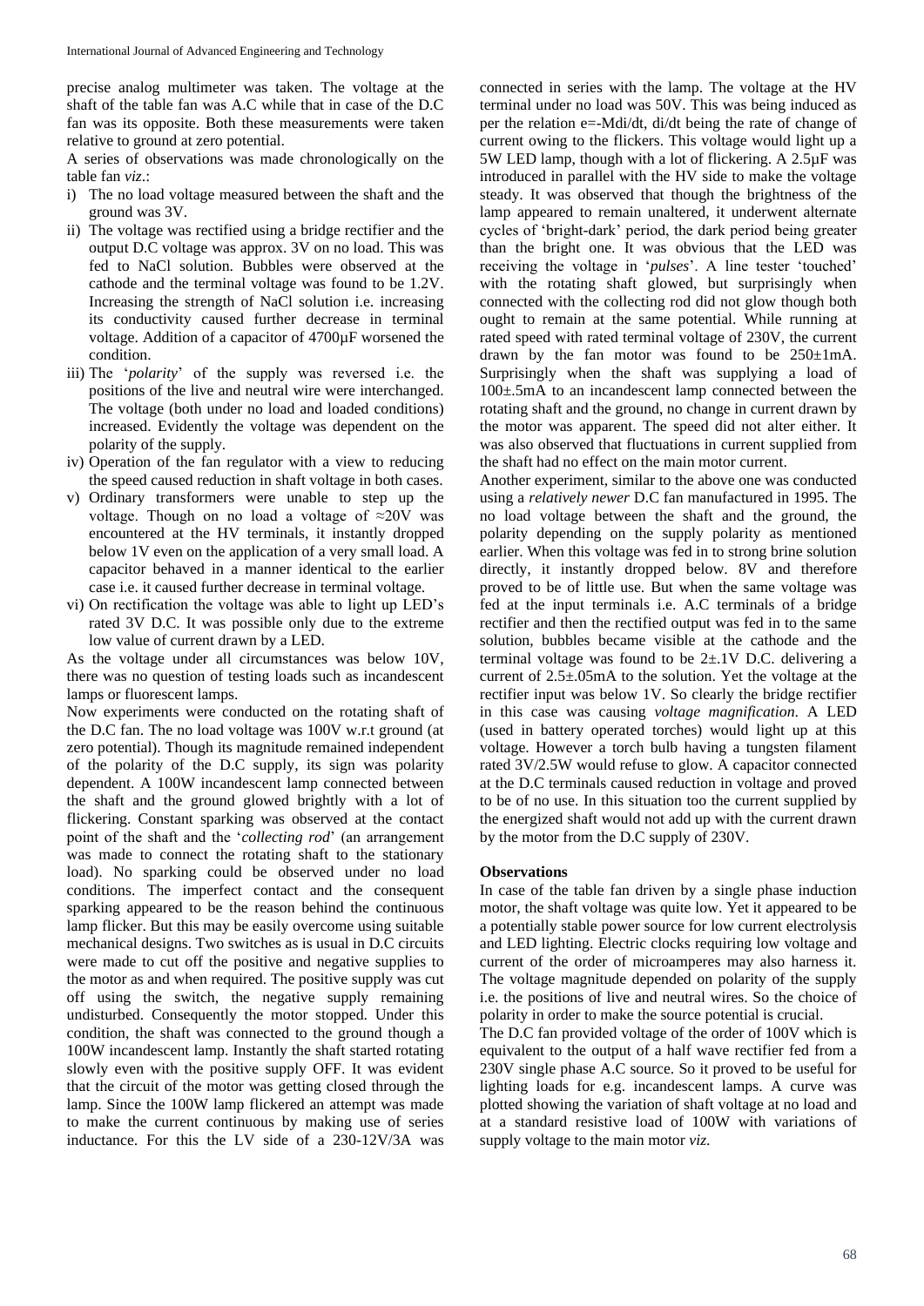precise analog multimeter was taken. The voltage at the shaft of the table fan was A.C while that in case of the D.C fan was its opposite. Both these measurements were taken relative to ground at zero potential.

A series of observations was made chronologically on the table fan *viz*.:

1. The no load voltage measured between the shaft and the ground was 3V.
2. The voltage was rectified using a bridge rectifier and the output D.C voltage was approx. 3V on no load. This was fed to NaCl solution. Bubbles were observed at the cathode and the terminal voltage was found to be 1.2V. Increasing the strength of NaCl solution i.e. increasing its conductivity caused further decrease in terminal voltage. Addition of a capacitor of 4700µF worsened the condition.
3. The '*polarity*' of the supply was reversed i.e. the positions of the live and neutral wire were interchanged. The voltage (both under no load and loaded conditions) increased. Evidently the voltage was dependent on the polarity of the supply.
4. Operation of the fan regulator with a view to reducing the speed caused reduction in shaft voltage in both cases.
5. Ordinary transformers were unable to step up the voltage. Though on no load a voltage of ≈20V was encountered at the HV terminals, it instantly dropped below 1V even on the application of a very small load. A capacitor behaved in a manner identical to the earlier case i.e. it caused further decrease in terminal voltage.
6. On rectification the voltage was able to light up LED's rated 3V D.C. It was possible only due to the extreme low value of current drawn by a LED.

As the voltage under all circumstances was below 10V, there was no question of testing loads such as incandescent lamps or fluorescent lamps.

Now experiments were conducted on the rotating shaft of the D.C fan. The no load voltage was 100V w.r.t ground (at zero potential). Though its magnitude remained independent of the polarity of the D.C supply, its sign was polarity dependent. A 100W incandescent lamp connected between the shaft and the ground glowed brightly with a lot of flickering. Constant sparking was observed at the contact point of the shaft and the '*collecting rod*' (an arrangement was made to connect the rotating shaft to the stationary load). No sparking could be observed under no load conditions. The imperfect contact and the consequent sparking appeared to be the reason behind the continuous lamp flicker. But this may be easily overcome using suitable mechanical designs. Two switches as is usual in D.C circuits were made to cut off the positive and negative supplies to the motor as and when required. The positive supply was cut off using the switch, the negative supply remaining undisturbed. Consequently the motor stopped. Under this condition, the shaft was connected to the ground though a 100W incandescent lamp. Instantly the shaft started rotating slowly even with the positive supply OFF. It was evident that the circuit of the motor was getting closed through the lamp. Since the 100W lamp flickered an attempt was made to make the current continuous by making use of series inductance. For this the LV side of a 230-12V/3A was connected in series with the lamp. The voltage at the HV terminal under no load was 50V. This was being induced as per the relation e=-Mdi/dt, di/dt being the rate of change of current owing to the flickers. This voltage would light up a 5W LED lamp, though with a lot of flickering. A 2.5µF was introduced in parallel with the HV side to make the voltage steady. It was observed that though the brightness of the lamp appeared to remain unaltered, it underwent alternate cycles of 'bright-dark' period, the dark period being greater than the bright one. It was obvious that the LED was receiving the voltage in '*pulses*'. A line tester 'touched' with the rotating shaft glowed, but surprisingly when connected with the collecting rod did not glow though both ought to remain at the same potential. While running at rated speed with rated terminal voltage of 230V, the current drawn by the fan motor was found to be 250±1mA. Surprisingly when the shaft was supplying a load of 100±.5mA to an incandescent lamp connected between the rotating shaft and the ground, no change in current drawn by the motor was apparent. The speed did not alter either. It was also observed that fluctuations in current supplied from the shaft had no effect on the main motor current.

Another experiment, similar to the above one was conducted using a *relatively newer* D.C fan manufactured in 1995. The no load voltage between the shaft and the ground, the polarity depending on the supply polarity as mentioned earlier. When this voltage was fed in to strong brine solution directly, it instantly dropped below. 8V and therefore proved to be of little use. But when the same voltage was fed at the input terminals i.e. A.C terminals of a bridge rectifier and then the rectified output was fed in to the same solution, bubbles became visible at the cathode and the terminal voltage was found to be 2±.1V D.C. delivering a current of 2.5±.05mA to the solution. Yet the voltage at the rectifier input was below 1V. So clearly the bridge rectifier in this case was causing *voltage magnification*. A LED (used in battery operated torches) would light up at this voltage. However a torch bulb having a tungsten filament rated 3V/2.5W would refuse to glow. A capacitor connected at the D.C terminals caused reduction in voltage and proved to be of no use. In this situation too the current supplied by the energized shaft would not add up with the current drawn by the motor from the D.C supply of 230V.

**Observations**

In case of the table fan driven by a single phase induction motor, the shaft voltage was quite low. Yet it appeared to be a potentially stable power source for low current electrolysis and LED lighting. Electric clocks requiring low voltage and current of the order of microamperes may also harness it. The voltage magnitude depended on polarity of the supply i.e. the positions of live and neutral wires. So the choice of polarity in order to make the source potential is crucial.

The D.C fan provided voltage of the order of 100V which is equivalent to the output of a half wave rectifier fed from a 230V single phase A.C source. So it proved to be useful for lighting loads for e.g. incandescent lamps. A curve was plotted showing the variation of shaft voltage at no load and at a standard resistive load of 100W with variations of supply voltage to the main motor *viz.*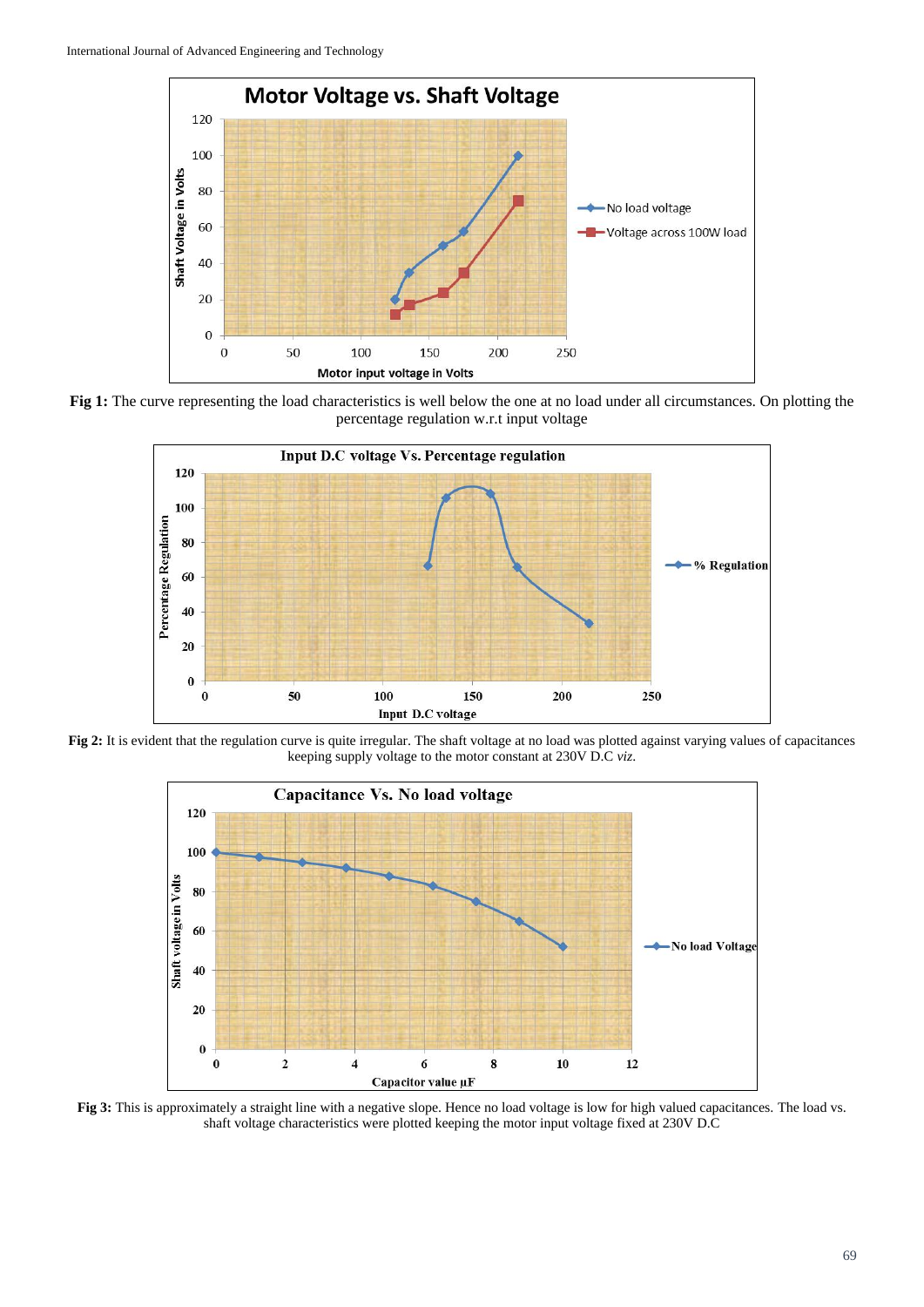**Fig 1:** The curve representing the load characteristics is well below the one at no load under all circumstances. On plotting the percentage regulation w.r.t input voltage

**Fig 2:** It is evident that the regulation curve is quite irregular. The shaft voltage at no load was plotted against varying values of capacitances keeping supply voltage to the motor constant at 230V D.C *viz.*

**Fig 3:** This is approximately a straight line with a negative slope. Hence no load voltage is low for high valued capacitances. The load vs. shaft voltage characteristics were plotted keeping the motor input voltage fixed at 230V D.C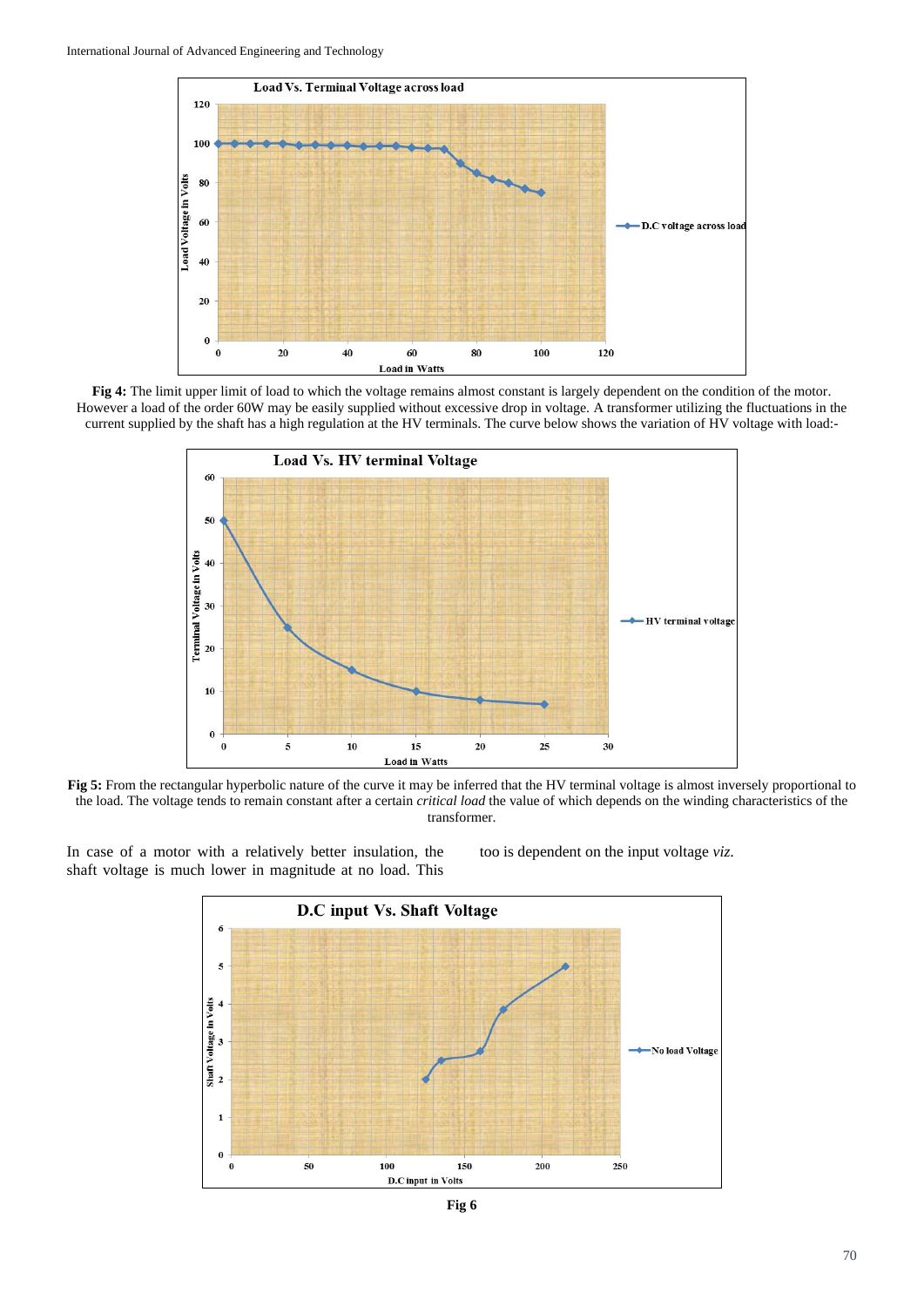**Fig 4:** The limit upper limit of load to which the voltage remains almost constant is largely dependent on the condition of the motor. However a load of the order 60W may be easily supplied without excessive drop in voltage. A transformer utilizing the fluctuations in the current supplied by the shaft has a high regulation at the HV terminals. The curve below shows the variation of HV voltage with load:-

**Fig 5:** From the rectangular hyperbolic nature of the curve it may be inferred that the HV terminal voltage is almost inversely proportional to the load. The voltage tends to remain constant after a certain *critical load* the value of which depends on the winding characteristics of the transformer.

In case of a motor with a relatively better insulation, the shaft voltage is much lower in magnitude at no load. This too is dependent on the input voltage *viz.*

**Fig 6**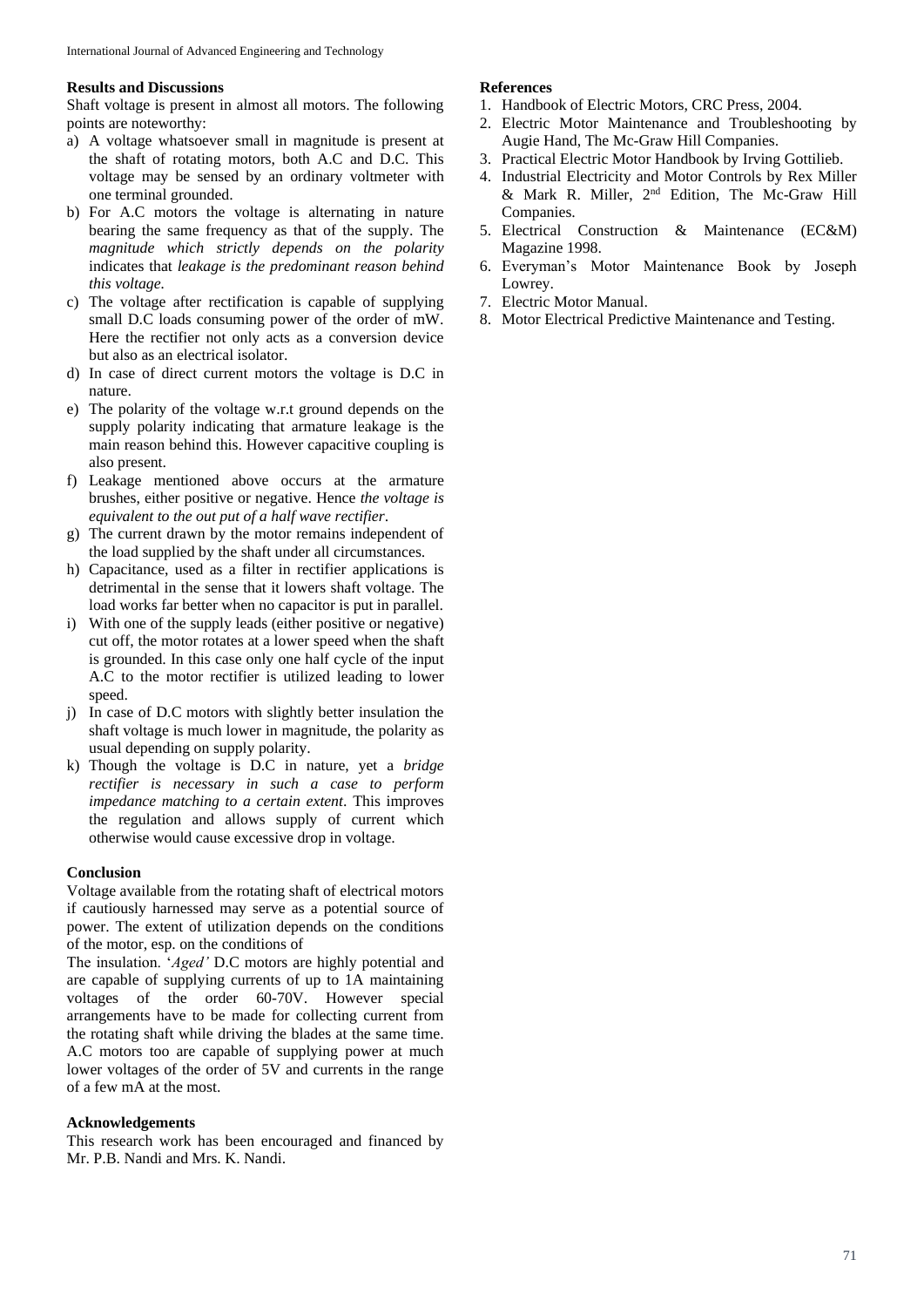## Results and Discussions

Shaft voltage is present in almost all motors. The following points are noteworthy:

a) A voltage whatsoever small in magnitude is present at the shaft of rotating motors, both A.C and D.C. This voltage may be sensed by an ordinary voltmeter with one terminal grounded.
b) For A.C motors the voltage is alternating in nature bearing the same frequency as that of the supply. The *magnitude which strictly depends on the polarity* indicates that *leakage is the predominant reason behind this voltage.*
c) The voltage after rectification is capable of supplying small D.C loads consuming power of the order of mW. Here the rectifier not only acts as a conversion device but also as an electrical isolator.
d) In case of direct current motors the voltage is D.C in nature.
e) The polarity of the voltage w.r.t ground depends on the supply polarity indicating that armature leakage is the main reason behind this. However capacitive coupling is also present.
f) Leakage mentioned above occurs at the armature brushes, either positive or negative. Hence *the voltage is equivalent to the out put of a half wave rectifier*.
g) The current drawn by the motor remains independent of the load supplied by the shaft under all circumstances.
h) Capacitance, used as a filter in rectifier applications is detrimental in the sense that it lowers shaft voltage. The load works far better when no capacitor is put in parallel.
i) With one of the supply leads (either positive or negative) cut off, the motor rotates at a lower speed when the shaft is grounded. In this case only one half cycle of the input A.C to the motor rectifier is utilized leading to lower speed.
j) In case of D.C motors with slightly better insulation the shaft voltage is much lower in magnitude, the polarity as usual depending on supply polarity.
k) Though the voltage is D.C in nature, yet a *bridge rectifier is necessary in such a case to perform impedance matching to a certain extent*. This improves the regulation and allows supply of current which otherwise would cause excessive drop in voltage.

## Conclusion

Voltage available from the rotating shaft of electrical motors if cautiously harnessed may serve as a potential source of power. The extent of utilization depends on the conditions of the motor, esp. on the conditions of

The insulation. '*Aged'* D.C motors are highly potential and are capable of supplying currents of up to 1A maintaining voltages of the order 60-70V. However special arrangements have to be made for collecting current from the rotating shaft while driving the blades at the same time. A.C motors too are capable of supplying power at much lower voltages of the order of 5V and currents in the range of a few mA at the most.

## Acknowledgements

This research work has been encouraged and financed by Mr. P.B. Nandi and Mrs. K. Nandi.

## References

1. Handbook of Electric Motors, CRC Press, 2004.
2. Electric Motor Maintenance and Troubleshooting by Augie Hand, The Mc-Graw Hill Companies.
3. Practical Electric Motor Handbook by Irving Gottilieb.
4. Industrial Electricity and Motor Controls by Rex Miller & Mark R. Miller, 2nd Edition, The Mc-Graw Hill Companies.
5. Electrical Construction & Maintenance (EC&M) Magazine 1998.
6. Everyman's Motor Maintenance Book by Joseph Lowrey.
7. Electric Motor Manual.
8. Motor Electrical Predictive Maintenance and Testing.